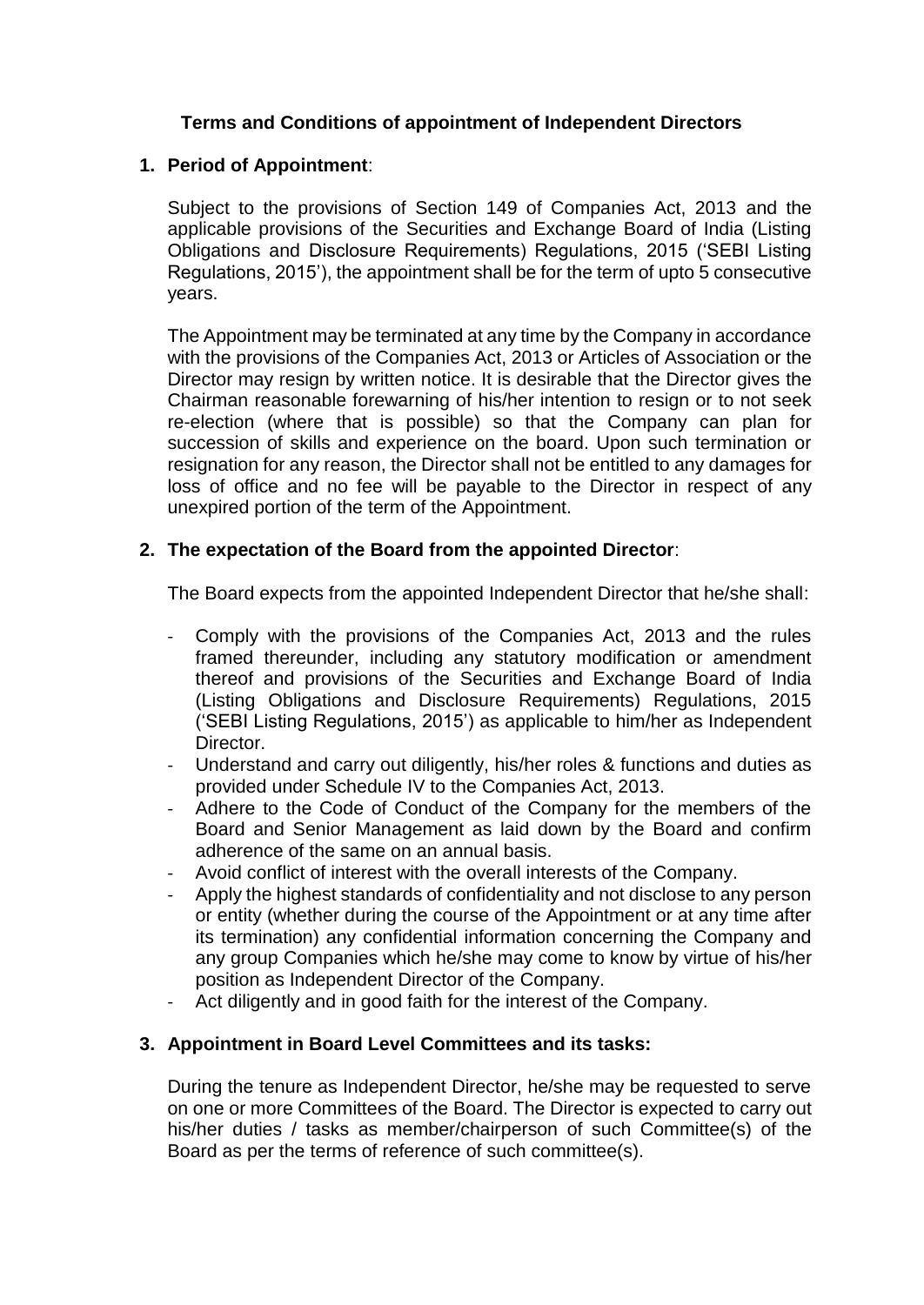## Terms and Conditions of appointment of Independent Directors

**1. Period of Appointment**:

Subject to the provisions of Section 149 of Companies Act, 2013 and the applicable provisions of the Securities and Exchange Board of India (Listing Obligations and Disclosure Requirements) Regulations, 2015 ('SEBI Listing Regulations, 2015'), the appointment shall be for the term of upto 5 consecutive years.

The Appointment may be terminated at any time by the Company in accordance with the provisions of the Companies Act, 2013 or Articles of Association or the Director may resign by written notice. It is desirable that the Director gives the Chairman reasonable forewarning of his/her intention to resign or to not seek re-election (where that is possible) so that the Company can plan for succession of skills and experience on the board. Upon such termination or resignation for any reason, the Director shall not be entitled to any damages for loss of office and no fee will be payable to the Director in respect of any unexpired portion of the term of the Appointment.

**2. The expectation of the Board from the appointed Director**:

The Board expects from the appointed Independent Director that he/she shall:

- Comply with the provisions of the Companies Act, 2013 and the rules framed thereunder, including any statutory modification or amendment thereof and provisions of the Securities and Exchange Board of India (Listing Obligations and Disclosure Requirements) Regulations, 2015 ('SEBI Listing Regulations, 2015') as applicable to him/her as Independent Director.
- Understand and carry out diligently, his/her roles & functions and duties as provided under Schedule IV to the Companies Act, 2013.
- Adhere to the Code of Conduct of the Company for the members of the Board and Senior Management as laid down by the Board and confirm adherence of the same on an annual basis.
- Avoid conflict of interest with the overall interests of the Company.
- Apply the highest standards of confidentiality and not disclose to any person or entity (whether during the course of the Appointment or at any time after its termination) any confidential information concerning the Company and any group Companies which he/she may come to know by virtue of his/her position as Independent Director of the Company.
- Act diligently and in good faith for the interest of the Company.

**3. Appointment in Board Level Committees and its tasks:**

During the tenure as Independent Director, he/she may be requested to serve on one or more Committees of the Board. The Director is expected to carry out his/her duties / tasks as member/chairperson of such Committee(s) of the Board as per the terms of reference of such committee(s).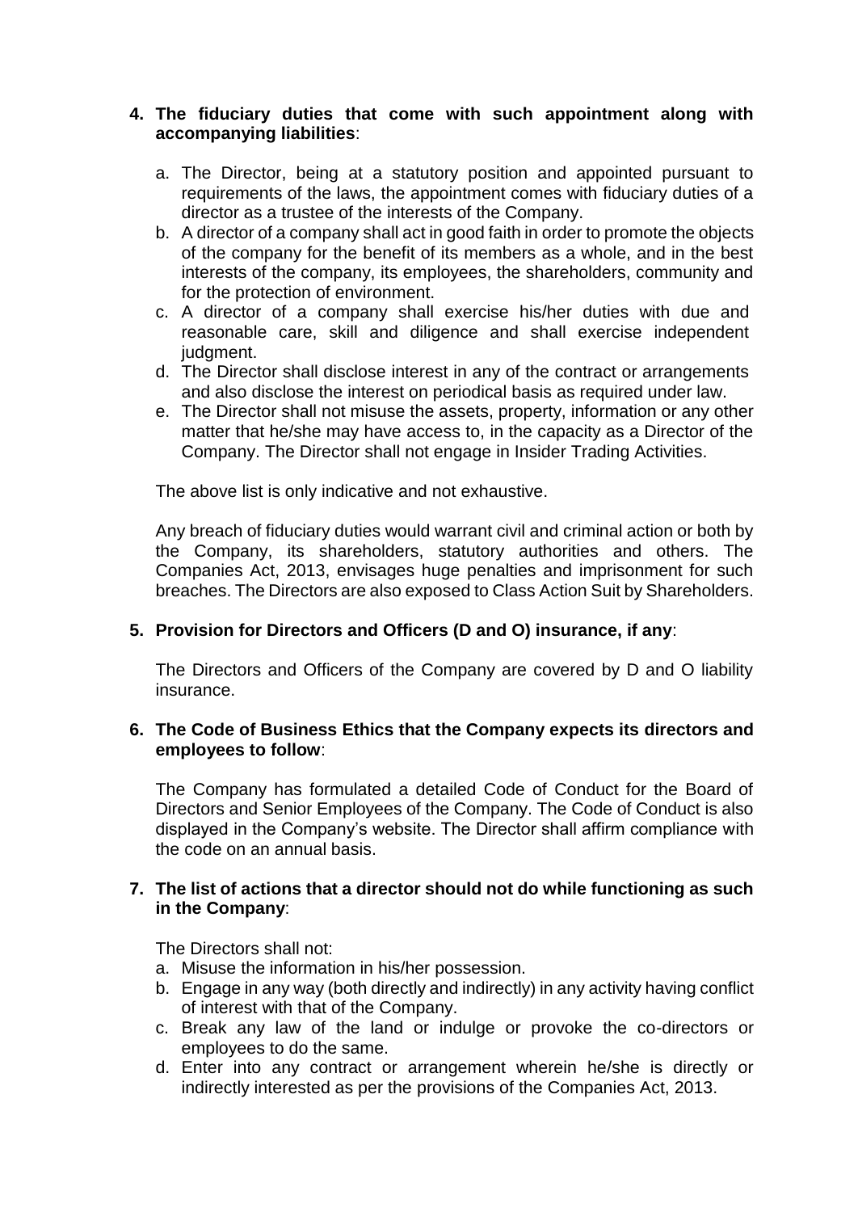4. **The fiduciary duties that come with such appointment along with accompanying liabilities**:

   a. The Director, being at a statutory position and appointed pursuant to requirements of the laws, the appointment comes with fiduciary duties of a director as a trustee of the interests of the Company.
   b. A director of a company shall act in good faith in order to promote the objects of the company for the benefit of its members as a whole, and in the best interests of the company, its employees, the shareholders, community and for the protection of environment.
   c. A director of a company shall exercise his/her duties with due and reasonable care, skill and diligence and shall exercise independent judgment.
   d. The Director shall disclose interest in any of the contract or arrangements and also disclose the interest on periodical basis as required under law.
   e. The Director shall not misuse the assets, property, information or any other matter that he/she may have access to, in the capacity as a Director of the Company. The Director shall not engage in Insider Trading Activities.

   The above list is only indicative and not exhaustive.

   Any breach of fiduciary duties would warrant civil and criminal action or both by the Company, its shareholders, statutory authorities and others. The Companies Act, 2013, envisages huge penalties and imprisonment for such breaches. The Directors are also exposed to Class Action Suit by Shareholders.

5. **Provision for Directors and Officers (D and O) insurance, if any**:

   The Directors and Officers of the Company are covered by D and O liability insurance.

6. **The Code of Business Ethics that the Company expects its directors and employees to follow**:

   The Company has formulated a detailed Code of Conduct for the Board of Directors and Senior Employees of the Company. The Code of Conduct is also displayed in the Company's website. The Director shall affirm compliance with the code on an annual basis.

7. **The list of actions that a director should not do while functioning as such in the Company**:

   The Directors shall not:

   a. Misuse the information in his/her possession.
   b. Engage in any way (both directly and indirectly) in any activity having conflict of interest with that of the Company.
   c. Break any law of the land or indulge or provoke the co-directors or employees to do the same.
   d. Enter into any contract or arrangement wherein he/she is directly or indirectly interested as per the provisions of the Companies Act, 2013.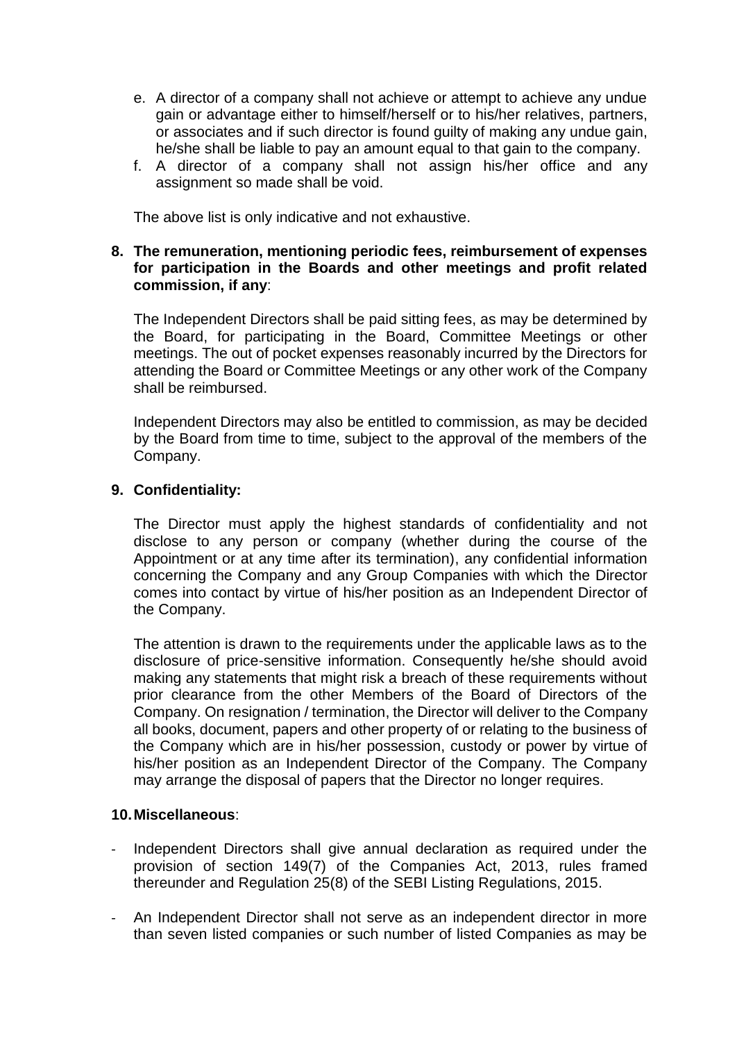e. A director of a company shall not achieve or attempt to achieve any undue gain or advantage either to himself/herself or to his/her relatives, partners, or associates and if such director is found guilty of making any undue gain, he/she shall be liable to pay an amount equal to that gain to the company.

f. A director of a company shall not assign his/her office and any assignment so made shall be void.

The above list is only indicative and not exhaustive.

**8. The remuneration, mentioning periodic fees, reimbursement of expenses for participation in the Boards and other meetings and profit related commission, if any**:

The Independent Directors shall be paid sitting fees, as may be determined by the Board, for participating in the Board, Committee Meetings or other meetings. The out of pocket expenses reasonably incurred by the Directors for attending the Board or Committee Meetings or any other work of the Company shall be reimbursed.

Independent Directors may also be entitled to commission, as may be decided by the Board from time to time, subject to the approval of the members of the Company.

**9. Confidentiality:**

The Director must apply the highest standards of confidentiality and not disclose to any person or company (whether during the course of the Appointment or at any time after its termination), any confidential information concerning the Company and any Group Companies with which the Director comes into contact by virtue of his/her position as an Independent Director of the Company.

The attention is drawn to the requirements under the applicable laws as to the disclosure of price-sensitive information. Consequently he/she should avoid making any statements that might risk a breach of these requirements without prior clearance from the other Members of the Board of Directors of the Company. On resignation / termination, the Director will deliver to the Company all books, document, papers and other property of or relating to the business of the Company which are in his/her possession, custody or power by virtue of his/her position as an Independent Director of the Company. The Company may arrange the disposal of papers that the Director no longer requires.

**10. Miscellaneous**:

- Independent Directors shall give annual declaration as required under the provision of section 149(7) of the Companies Act, 2013, rules framed thereunder and Regulation 25(8) of the SEBI Listing Regulations, 2015.

- An Independent Director shall not serve as an independent director in more than seven listed companies or such number of listed Companies as may be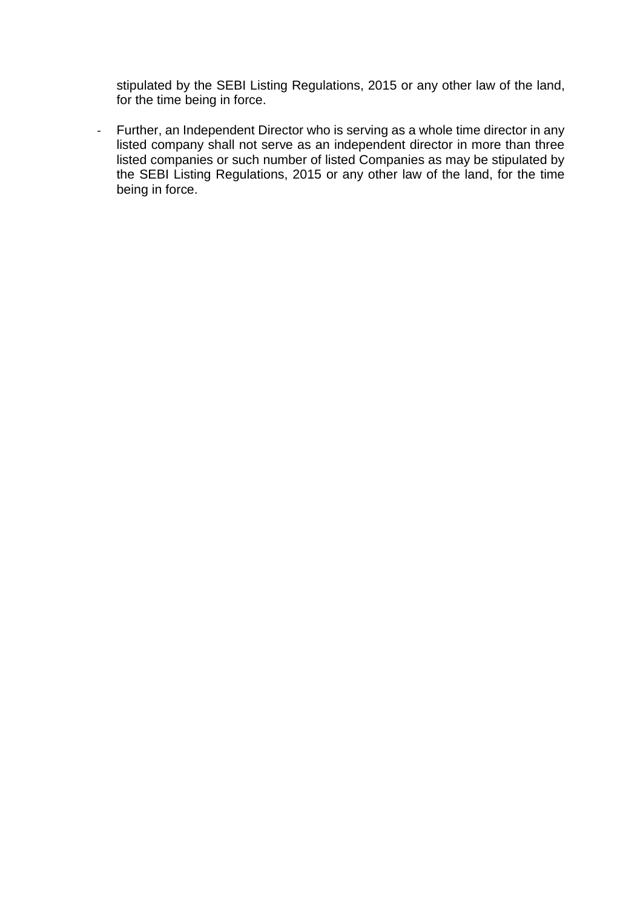stipulated by the SEBI Listing Regulations, 2015 or any other law of the land, for the time being in force.

- Further, an Independent Director who is serving as a whole time director in any listed company shall not serve as an independent director in more than three listed companies or such number of listed Companies as may be stipulated by the SEBI Listing Regulations, 2015 or any other law of the land, for the time being in force.